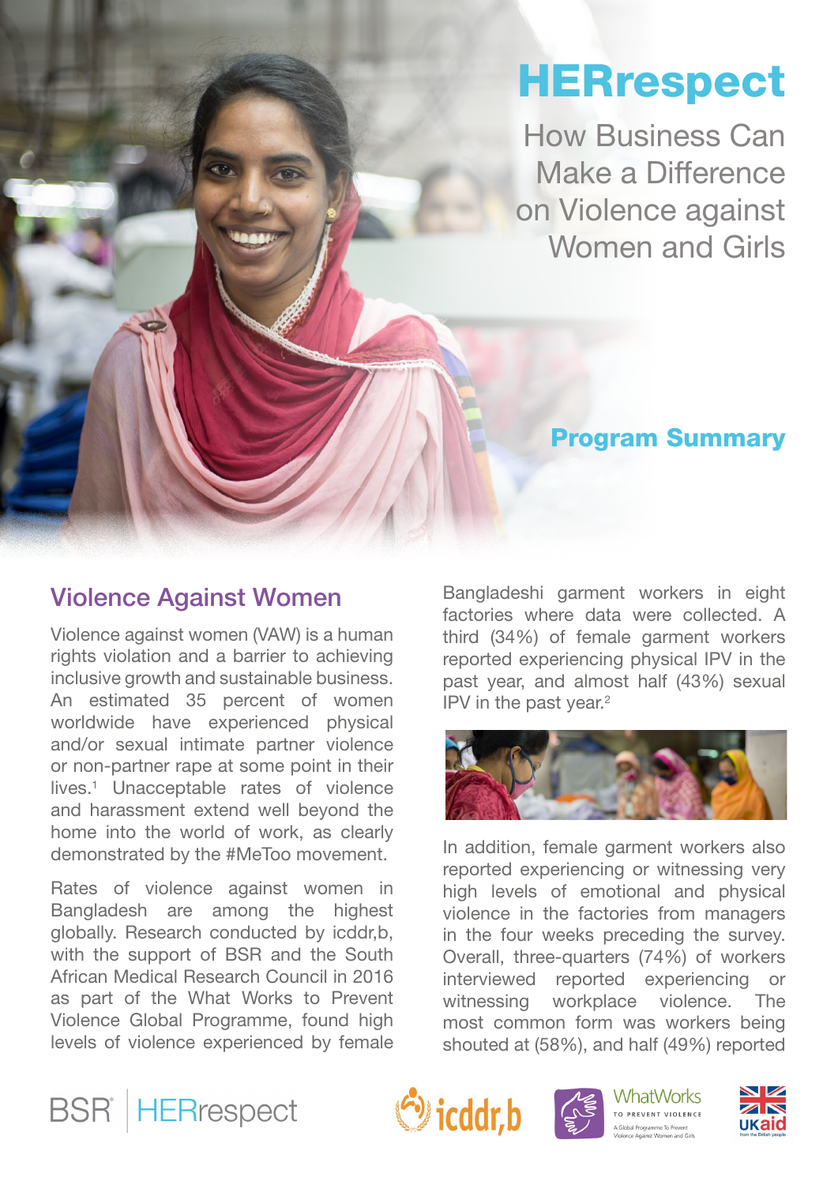# HERrespect

## How Business Can Make a Difference on Violence against Women and Girls

### Program Summary

## Violence Against Women

Violence against women (VAW) is a human rights violation and a barrier to achieving inclusive growth and sustainable business. An estimated 35 percent of women worldwide have experienced physical and/or sexual intimate partner violence or non-partner rape at some point in their lives.[1] Unacceptable rates of violence and harassment extend well beyond the home into the world of work, as clearly demonstrated by the #MeToo movement.

Rates of violence against women in Bangladesh are among the highest globally. Research conducted by icddr,b, with the support of BSR and the South African Medical Research Council in 2016 as part of the What Works to Prevent Violence Global Programme, found high levels of violence experienced by female Bangladeshi garment workers in eight factories where data were collected. A third (34%) of female garment workers reported experiencing physical IPV in the past year, and almost half (43%) sexual IPV in the past year.[2]

In addition, female garment workers also reported experiencing or witnessing very high levels of emotional and physical violence in the factories from managers in the four weeks preceding the survey. Overall, three-quarters (74%) of workers interviewed reported experiencing or witnessing workplace violence. The most common form was workers being shouted at (58%), and half (49%) reported

BSR | HERrespect

icddr,b

WhatWorks TO PREVENT VIOLENCE A Global Programme To Prevent Violence Against Women and Girls

UKaid from the British people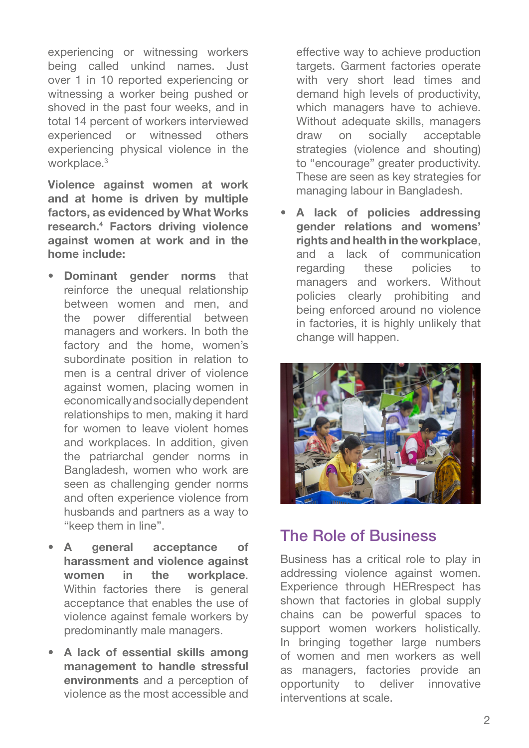experiencing or witnessing workers being called unkind names. Just over 1 in 10 reported experiencing or witnessing a worker being pushed or shoved in the past four weeks, and in total 14 percent of workers interviewed experienced or witnessed others experiencing physical violence in the workplace.[3]

**Violence against women at work and at home is driven by multiple factors, as evidenced by What Works research.[4] Factors driving violence against women at work and in the home include:**

- **Dominant gender norms** that reinforce the unequal relationship between women and men, and the power differential between managers and workers. In both the factory and the home, women's subordinate position in relation to men is a central driver of violence against women, placing women in economically and socially dependent relationships to men, making it hard for women to leave violent homes and workplaces. In addition, given the patriarchal gender norms in Bangladesh, women who work are seen as challenging gender norms and often experience violence from husbands and partners as a way to "keep them in line".
- **A general acceptance of harassment and violence against women in the workplace**. Within factories there is general acceptance that enables the use of violence against female workers by predominantly male managers.
- **A lack of essential skills among management to handle stressful environments** and a perception of violence as the most accessible and effective way to achieve production targets. Garment factories operate with very short lead times and demand high levels of productivity, which managers have to achieve. Without adequate skills, managers draw on socially acceptable strategies (violence and shouting) to "encourage" greater productivity. These are seen as key strategies for managing labour in Bangladesh.
- **A lack of policies addressing gender relations and womens' rights and health in the workplace**, and a lack of communication regarding these policies to managers and workers. Without policies clearly prohibiting and being enforced around no violence in factories, it is highly unlikely that change will happen.

## The Role of Business

Business has a critical role to play in addressing violence against women. Experience through HERrespect has shown that factories in global supply chains can be powerful spaces to support women workers holistically. In bringing together large numbers of women and men workers as well as managers, factories provide an opportunity to deliver innovative interventions at scale.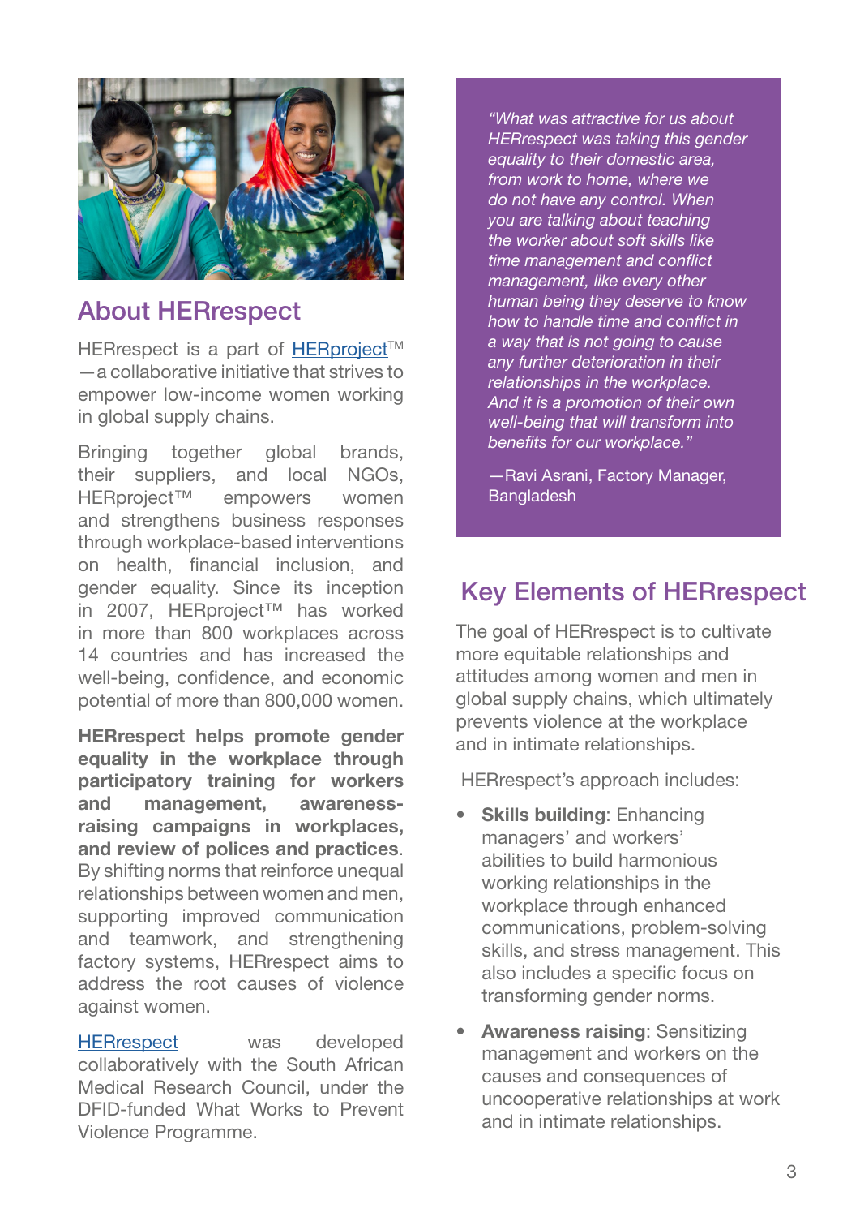## About HERrespect

HERrespect is a part of HERproject™—a collaborative initiative that strives to empower low-income women working in global supply chains.

Bringing together global brands, their suppliers, and local NGOs, HERproject™ empowers women and strengthens business responses through workplace-based interventions on health, financial inclusion, and gender equality. Since its inception in 2007, HERproject™ has worked in more than 800 workplaces across 14 countries and has increased the well-being, confidence, and economic potential of more than 800,000 women.

**HERrespect helps promote gender equality in the workplace through participatory training for workers and management, awareness-raising campaigns in workplaces, and review of polices and practices**. By shifting norms that reinforce unequal relationships between women and men, supporting improved communication and teamwork, and strengthening factory systems, HERrespect aims to address the root causes of violence against women.

HERrespect was developed collaboratively with the South African Medical Research Council, under the DFID-funded What Works to Prevent Violence Programme.

> *"What was attractive for us about HERRespect was taking this gender equality to their domestic area, from work to home, where we do not have any control. When you are talking about teaching the worker about soft skills like time management and conflict management, like every other human being they deserve to know how to handle time and conflict in a way that is not going to cause any further deterioration in their relationships in the workplace. And it is a promotion of their own well-being that will transform into benefits for our workplace."*
>
> —Ravi Asrani, Factory Manager, Bangladesh

## Key Elements of HERrespect

The goal of HERrespect is to cultivate more equitable relationships and attitudes among women and men in global supply chains, which ultimately prevents violence at the workplace and in intimate relationships.

HERrespect's approach includes:

- **Skills building**: Enhancing managers' and workers' abilities to build harmonious working relationships in the workplace through enhanced communications, problem-solving skills, and stress management. This also includes a specific focus on transforming gender norms.
- **Awareness raising**: Sensitizing management and workers on the causes and consequences of uncooperative relationships at work and in intimate relationships.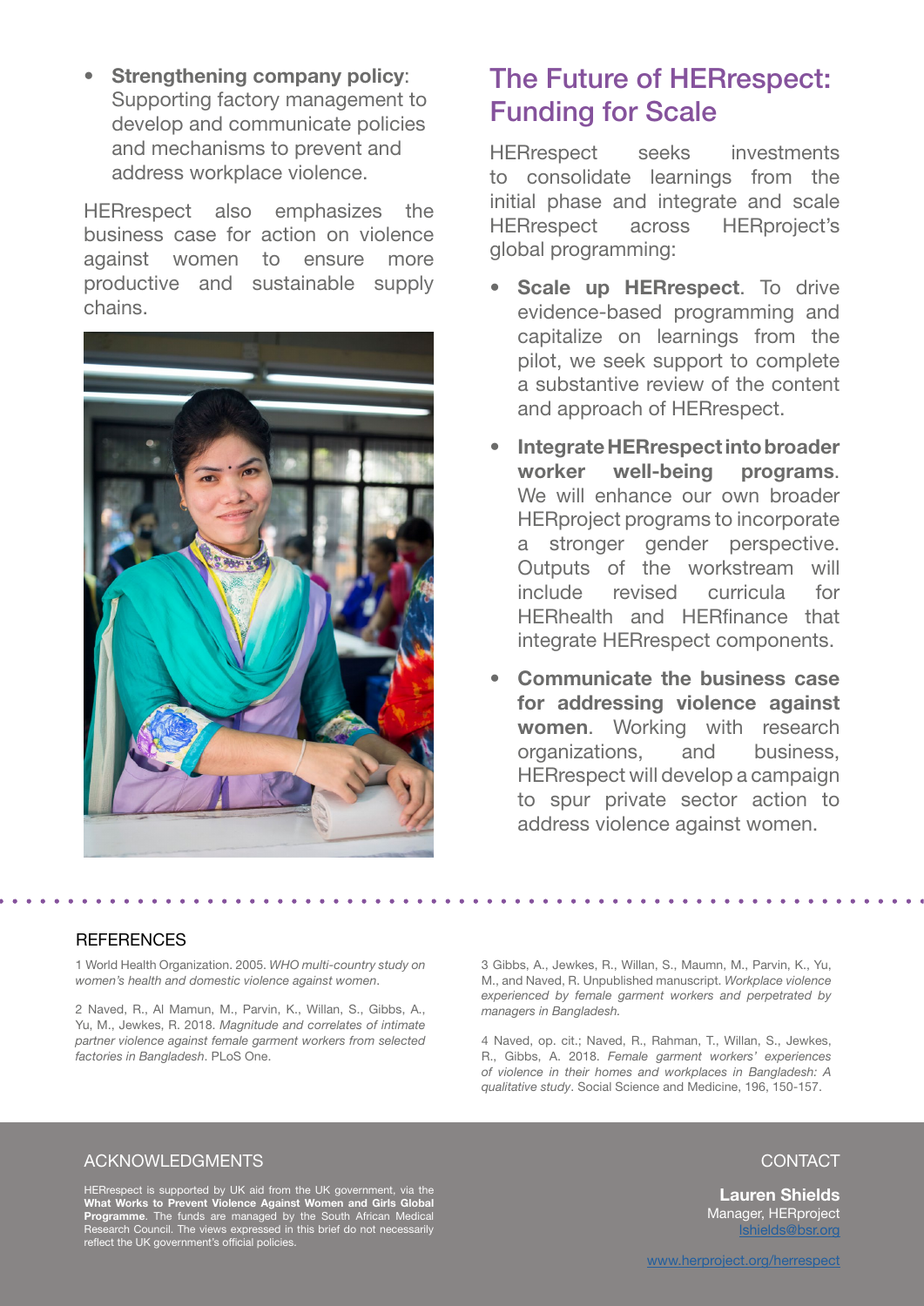- **Strengthening company policy**: Supporting factory management to develop and communicate policies and mechanisms to prevent and address workplace violence.

HERrespect also emphasizes the business case for action on violence against women to ensure more productive and sustainable supply chains.

## The Future of HERrespect: Funding for Scale

HERrespect seeks investments to consolidate learnings from the initial phase and integrate and scale HERrespect across HERproject's global programming:

- **Scale up HERrespect**. To drive evidence-based programming and capitalize on learnings from the pilot, we seek support to complete a substantive review of the content and approach of HERrespect.
- **Integrate HERrespect into broader worker well-being programs**. We will enhance our own broader HERproject programs to incorporate a stronger gender perspective. Outputs of the workstream will include revised curricula for HERhealth and HERfinance that integrate HERrespect components.
- **Communicate the business case for addressing violence against women**. Working with research organizations, and business, HERrespect will develop a campaign to spur private sector action to address violence against women.

### REFERENCES

1 World Health Organization. 2005. *WHO multi-country study on women's health and domestic violence against women*.

2 Naved, R., Al Mamun, M., Parvin, K., Willan, S., Gibbs, A., Yu, M., Jewkes, R. 2018. *Magnitude and correlates of intimate partner violence against female garment workers from selected factories in Bangladesh*. PLoS One.

3 Gibbs, A., Jewkes, R., Willan, S., Maumn, M., Parvin, K., Yu, M., and Naved, R. Unpublished manuscript. *Workplace violence experienced by female garment workers and perpetrated by managers in Bangladesh.*

4 Naved, op. cit.; Naved, R., Rahman, T., Willan, S., Jewkes, R., Gibbs, A. 2018. *Female garment workers' experiences of violence in their homes and workplaces in Bangladesh: A qualitative study*. Social Science and Medicine, 196, 150-157.

### ACKNOWLEDGMENTS

HERrespect is supported by UK aid from the UK government, via the **What Works to Prevent Violence Against Women and Girls Global Programme**. The funds are managed by the South African Medical Research Council. The views expressed in this brief do not necessarily reflect the UK government's official policies.

### CONTACT

**Lauren Shields**
Manager, HERproject
lshields@bsr.org

www.herproject.org/herrespect